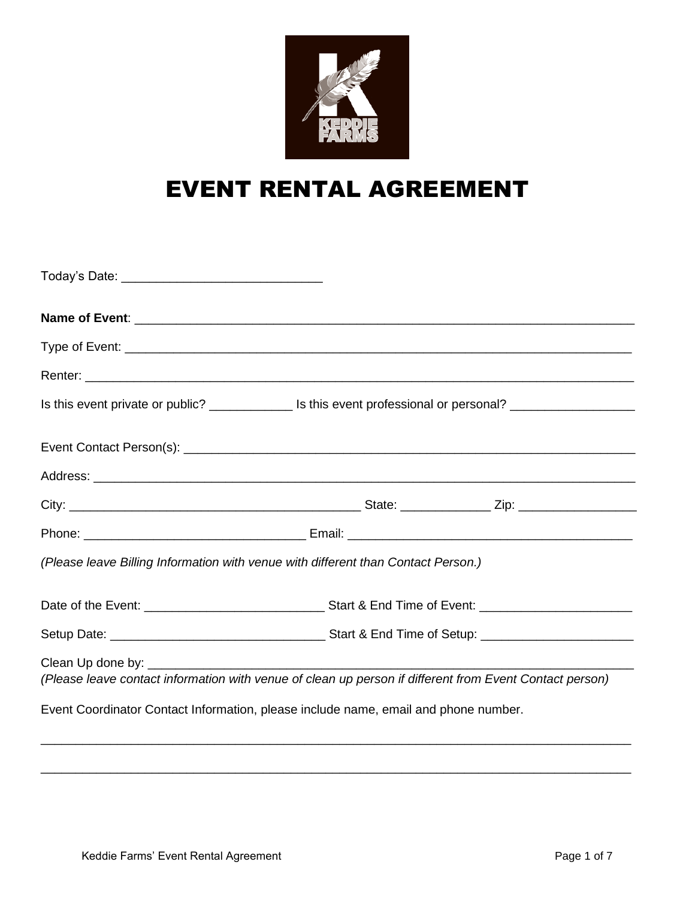# EVENT RENTAL AGREEMENT

Today's Date: ____________________________

**Name of Event**: ___________________________________________________________________________

Type of Event: ___________________________________________________________________________

Renter: ________________________________________________________________________________

Is this event private or public? ____________ Is this event professional or personal? _________________

Event Contact Person(s): __________________________________________________________________

Address: _______________________________________________________________________________

City: _____________________________________________ State: _____________ Zip: _________________

Phone: ________________________________ Email: _________________________________________

*(Please leave Billing Information with venue with different than Contact Person.)*

Date of the Event: __________________________ Start & End Time of Event: ______________________

Setup Date: _______________________________ Start & End Time of Setup: ______________________

Clean Up done by: ________________________________________________________________________
*(Please leave contact information with venue of clean up person if different from Event Contact person)*

Event Coordinator Contact Information, please include name, email and phone number.

_______________________________________________________________________________________

_______________________________________________________________________________________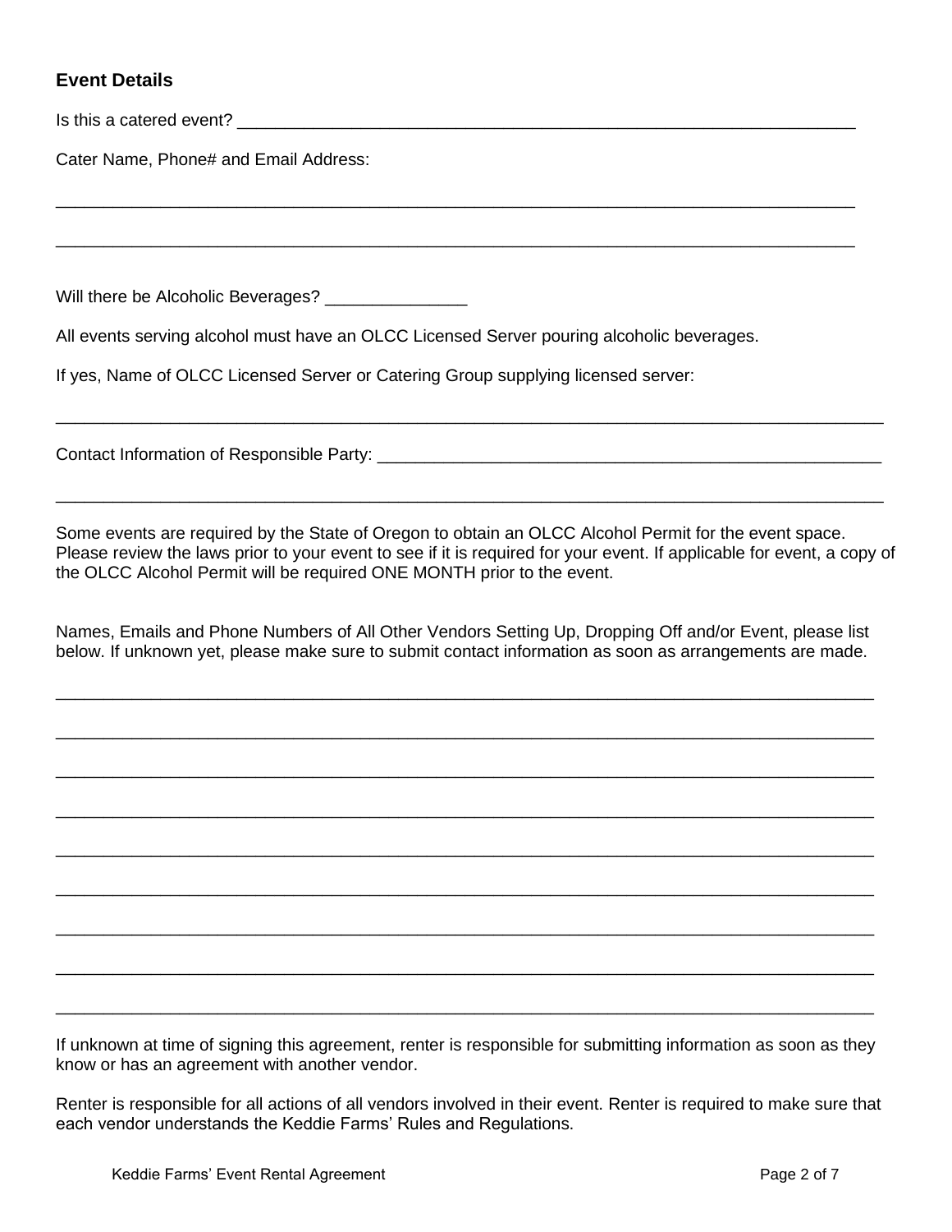### Event Details

Is this a catered event? ___________________________________________________________________

Cater Name, Phone# and Email Address:

___________________________________________________________________________________

___________________________________________________________________________________

Will there be Alcoholic Beverages? _______________

All events serving alcohol must have an OLCC Licensed Server pouring alcoholic beverages.

If yes, Name of OLCC Licensed Server or Catering Group supplying licensed server:

___________________________________________________________________________________

Contact Information of Responsible Party: _________________________________________________

___________________________________________________________________________________

Some events are required by the State of Oregon to obtain an OLCC Alcohol Permit for the event space. Please review the laws prior to your event to see if it is required for your event. If applicable for event, a copy of the OLCC Alcohol Permit will be required ONE MONTH prior to the event.

Names, Emails and Phone Numbers of All Other Vendors Setting Up, Dropping Off and/or Event, please list below. If unknown yet, please make sure to submit contact information as soon as arrangements are made.

___________________________________________________________________________________

___________________________________________________________________________________

___________________________________________________________________________________

___________________________________________________________________________________

___________________________________________________________________________________

___________________________________________________________________________________

___________________________________________________________________________________

___________________________________________________________________________________

___________________________________________________________________________________

If unknown at time of signing this agreement, renter is responsible for submitting information as soon as they know or has an agreement with another vendor.

Renter is responsible for all actions of all vendors involved in their event. Renter is required to make sure that each vendor understands the Keddie Farms' Rules and Regulations.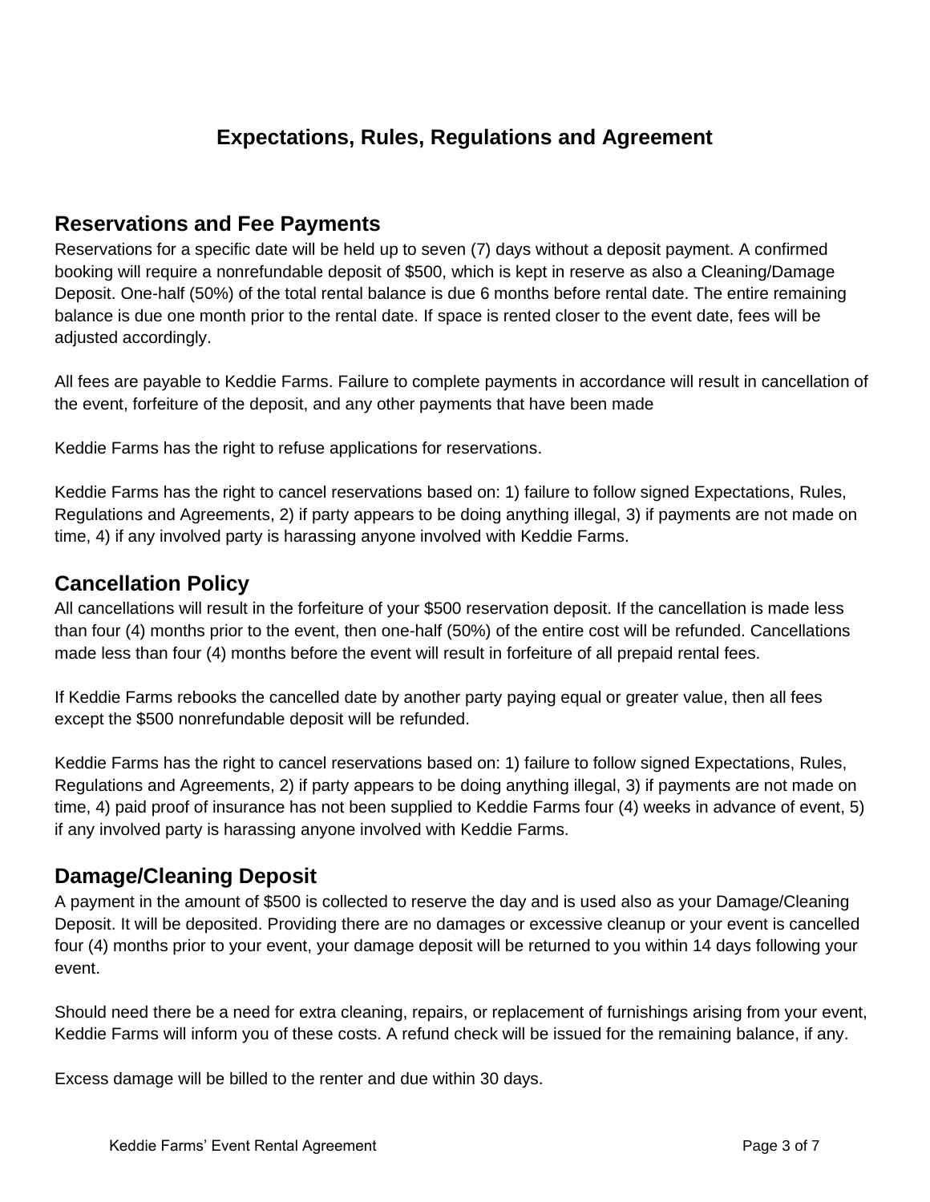# Expectations, Rules, Regulations and Agreement

## Reservations and Fee Payments

Reservations for a specific date will be held up to seven (7) days without a deposit payment. A confirmed booking will require a nonrefundable deposit of $500, which is kept in reserve as also a Cleaning/Damage Deposit. One-half (50%) of the total rental balance is due 6 months before rental date. The entire remaining balance is due one month prior to the rental date. If space is rented closer to the event date, fees will be adjusted accordingly.

All fees are payable to Keddie Farms. Failure to complete payments in accordance will result in cancellation of the event, forfeiture of the deposit, and any other payments that have been made

Keddie Farms has the right to refuse applications for reservations.

Keddie Farms has the right to cancel reservations based on: 1) failure to follow signed Expectations, Rules, Regulations and Agreements, 2) if party appears to be doing anything illegal, 3) if payments are not made on time, 4) if any involved party is harassing anyone involved with Keddie Farms.

## Cancellation Policy

All cancellations will result in the forfeiture of your $500 reservation deposit. If the cancellation is made less than four (4) months prior to the event, then one-half (50%) of the entire cost will be refunded. Cancellations made less than four (4) months before the event will result in forfeiture of all prepaid rental fees.

If Keddie Farms rebooks the cancelled date by another party paying equal or greater value, then all fees except the $500 nonrefundable deposit will be refunded.

Keddie Farms has the right to cancel reservations based on: 1) failure to follow signed Expectations, Rules, Regulations and Agreements, 2) if party appears to be doing anything illegal, 3) if payments are not made on time, 4) paid proof of insurance has not been supplied to Keddie Farms four (4) weeks in advance of event, 5) if any involved party is harassing anyone involved with Keddie Farms.

## Damage/Cleaning Deposit

A payment in the amount of $500 is collected to reserve the day and is used also as your Damage/Cleaning Deposit. It will be deposited. Providing there are no damages or excessive cleanup or your event is cancelled four (4) months prior to your event, your damage deposit will be returned to you within 14 days following your event.

Should need there be a need for extra cleaning, repairs, or replacement of furnishings arising from your event, Keddie Farms will inform you of these costs. A refund check will be issued for the remaining balance, if any.

Excess damage will be billed to the renter and due within 30 days.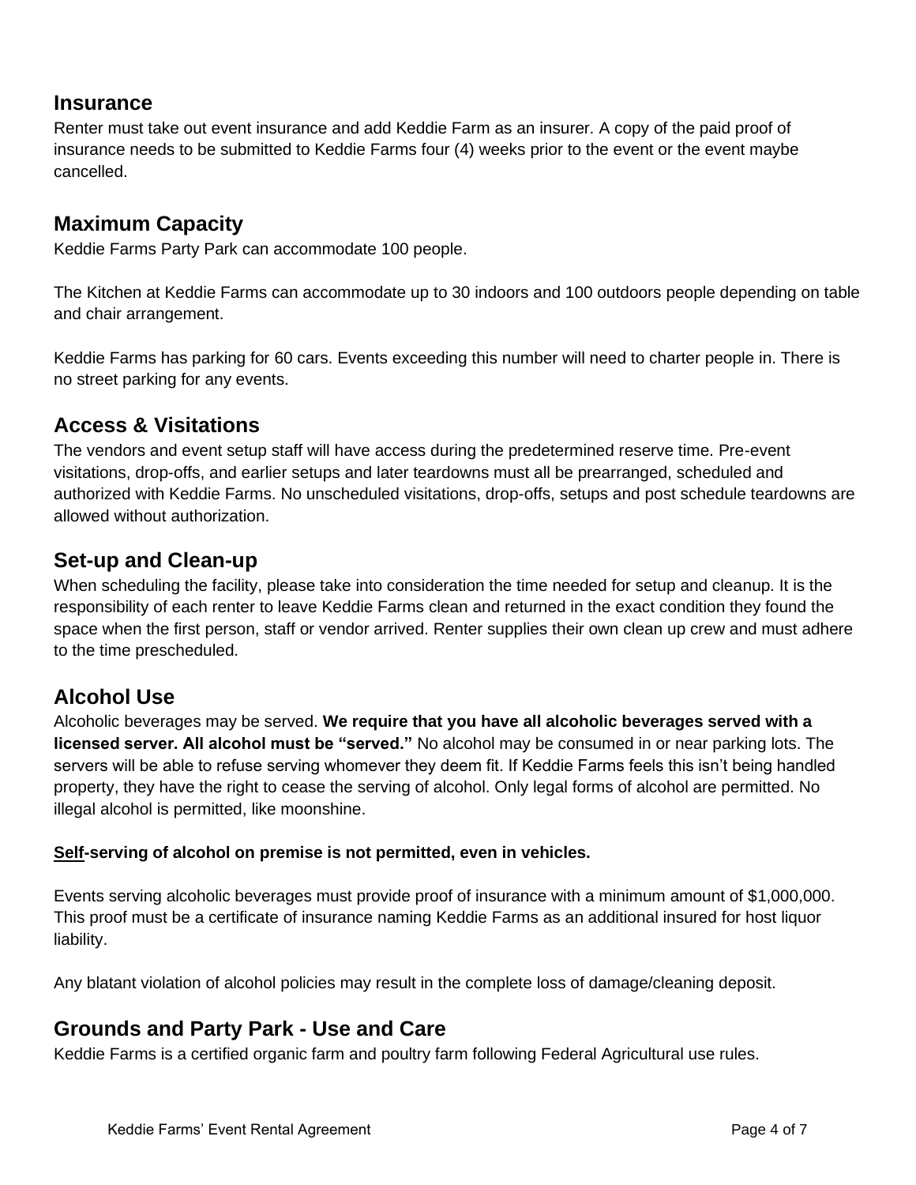## Insurance

Renter must take out event insurance and add Keddie Farm as an insurer. A copy of the paid proof of insurance needs to be submitted to Keddie Farms four (4) weeks prior to the event or the event maybe cancelled.

## Maximum Capacity

Keddie Farms Party Park can accommodate 100 people.

The Kitchen at Keddie Farms can accommodate up to 30 indoors and 100 outdoors people depending on table and chair arrangement.

Keddie Farms has parking for 60 cars. Events exceeding this number will need to charter people in. There is no street parking for any events.

## Access & Visitations

The vendors and event setup staff will have access during the predetermined reserve time. Pre-event visitations, drop-offs, and earlier setups and later teardowns must all be prearranged, scheduled and authorized with Keddie Farms. No unscheduled visitations, drop-offs, setups and post schedule teardowns are allowed without authorization.

## Set-up and Clean-up

When scheduling the facility, please take into consideration the time needed for setup and cleanup. It is the responsibility of each renter to leave Keddie Farms clean and returned in the exact condition they found the space when the first person, staff or vendor arrived. Renter supplies their own clean up crew and must adhere to the time prescheduled.

## Alcohol Use

Alcoholic beverages may be served. **We require that you have all alcoholic beverages served with a licensed server. All alcohol must be "served."** No alcohol may be consumed in or near parking lots. The servers will be able to refuse serving whomever they deem fit. If Keddie Farms feels this isn't being handled property, they have the right to cease the serving of alcohol. Only legal forms of alcohol are permitted. No illegal alcohol is permitted, like moonshine.

**<u>Self</u>-serving of alcohol on premise is not permitted, even in vehicles.**

Events serving alcoholic beverages must provide proof of insurance with a minimum amount of $1,000,000. This proof must be a certificate of insurance naming Keddie Farms as an additional insured for host liquor liability.

Any blatant violation of alcohol policies may result in the complete loss of damage/cleaning deposit.

## Grounds and Party Park - Use and Care

Keddie Farms is a certified organic farm and poultry farm following Federal Agricultural use rules.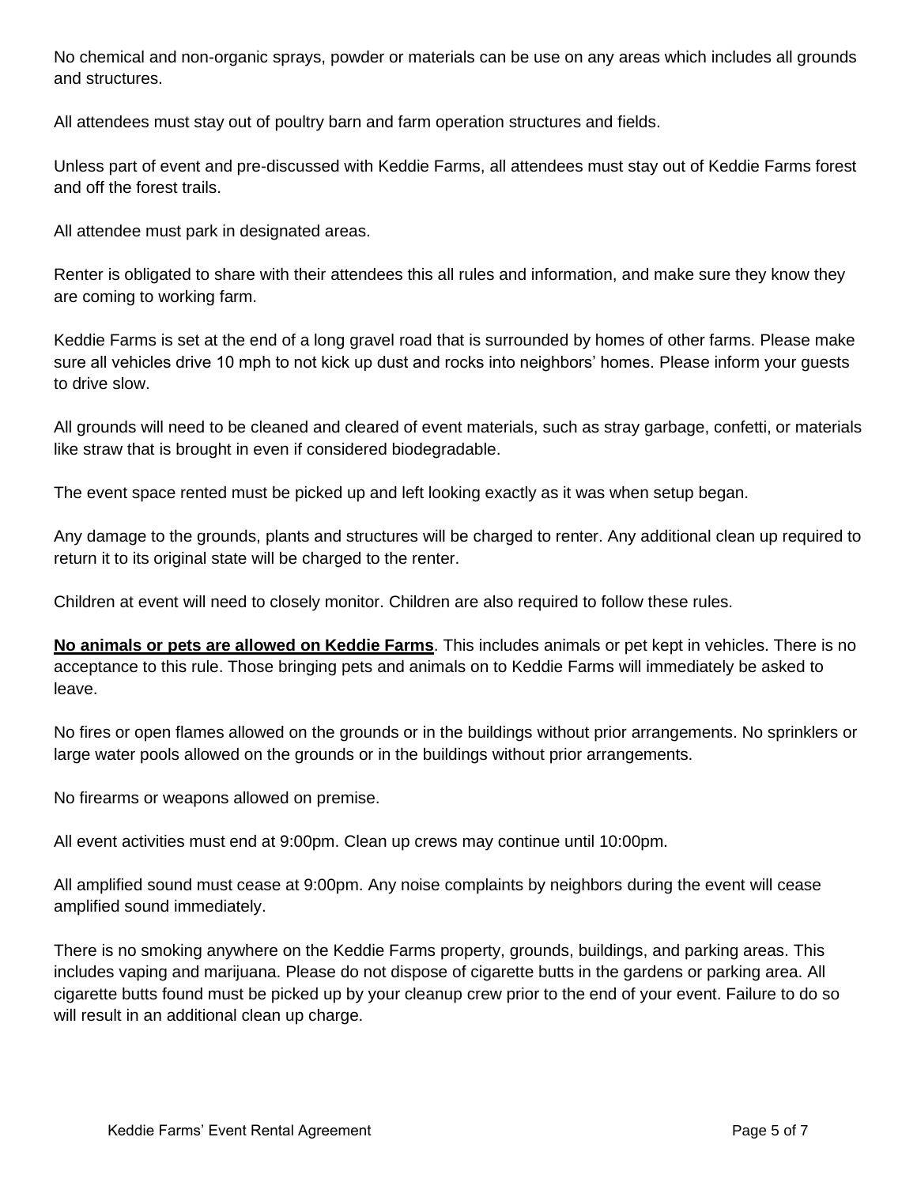No chemical and non-organic sprays, powder or materials can be use on any areas which includes all grounds and structures.

All attendees must stay out of poultry barn and farm operation structures and fields.

Unless part of event and pre-discussed with Keddie Farms, all attendees must stay out of Keddie Farms forest and off the forest trails.

All attendee must park in designated areas.

Renter is obligated to share with their attendees this all rules and information, and make sure they know they are coming to working farm.

Keddie Farms is set at the end of a long gravel road that is surrounded by homes of other farms. Please make sure all vehicles drive 10 mph to not kick up dust and rocks into neighbors' homes. Please inform your guests to drive slow.

All grounds will need to be cleaned and cleared of event materials, such as stray garbage, confetti, or materials like straw that is brought in even if considered biodegradable.

The event space rented must be picked up and left looking exactly as it was when setup began.

Any damage to the grounds, plants and structures will be charged to renter. Any additional clean up required to return it to its original state will be charged to the renter.

Children at event will need to closely monitor. Children are also required to follow these rules.

<u>**No animals or pets are allowed on Keddie Farms**</u>. This includes animals or pet kept in vehicles. There is no acceptance to this rule. Those bringing pets and animals on to Keddie Farms will immediately be asked to leave.

No fires or open flames allowed on the grounds or in the buildings without prior arrangements. No sprinklers or large water pools allowed on the grounds or in the buildings without prior arrangements.

No firearms or weapons allowed on premise.

All event activities must end at 9:00pm. Clean up crews may continue until 10:00pm.

All amplified sound must cease at 9:00pm. Any noise complaints by neighbors during the event will cease amplified sound immediately.

There is no smoking anywhere on the Keddie Farms property, grounds, buildings, and parking areas. This includes vaping and marijuana. Please do not dispose of cigarette butts in the gardens or parking area. All cigarette butts found must be picked up by your cleanup crew prior to the end of your event. Failure to do so will result in an additional clean up charge.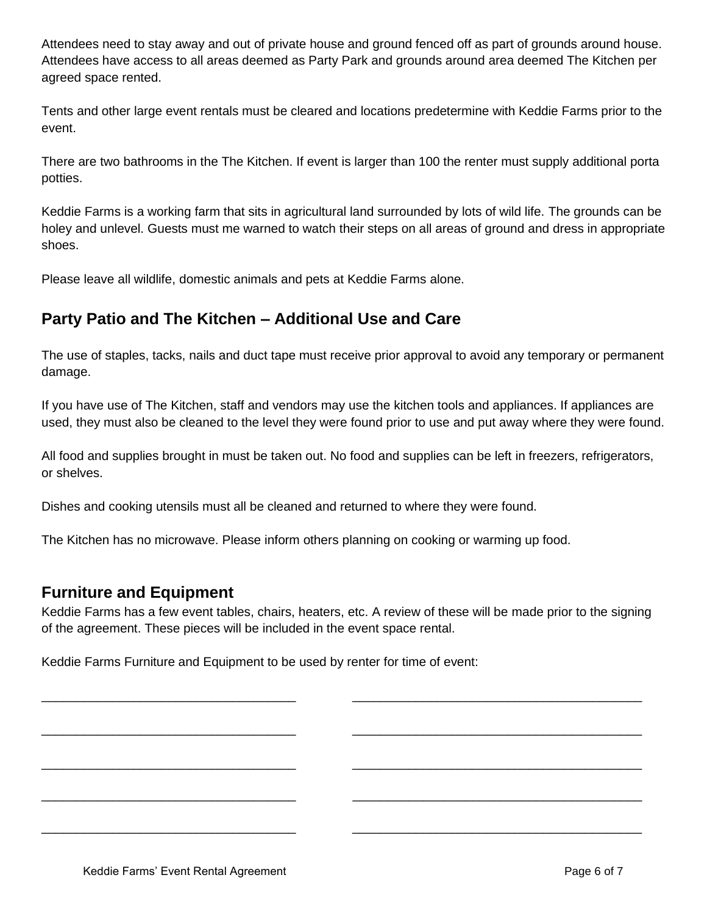Attendees need to stay away and out of private house and ground fenced off as part of grounds around house. Attendees have access to all areas deemed as Party Park and grounds around area deemed The Kitchen per agreed space rented.

Tents and other large event rentals must be cleared and locations predetermine with Keddie Farms prior to the event.

There are two bathrooms in the The Kitchen. If event is larger than 100 the renter must supply additional porta potties.

Keddie Farms is a working farm that sits in agricultural land surrounded by lots of wild life. The grounds can be holey and unlevel. Guests must me warned to watch their steps on all areas of ground and dress in appropriate shoes.

Please leave all wildlife, domestic animals and pets at Keddie Farms alone.

## Party Patio and The Kitchen – Additional Use and Care

The use of staples, tacks, nails and duct tape must receive prior approval to avoid any temporary or permanent damage.

If you have use of The Kitchen, staff and vendors may use the kitchen tools and appliances. If appliances are used, they must also be cleaned to the level they were found prior to use and put away where they were found.

All food and supplies brought in must be taken out. No food and supplies can be left in freezers, refrigerators, or shelves.

Dishes and cooking utensils must all be cleaned and returned to where they were found.

The Kitchen has no microwave. Please inform others planning on cooking or warming up food.

## Furniture and Equipment

Keddie Farms has a few event tables, chairs, heaters, etc. A review of these will be made prior to the signing of the agreement. These pieces will be included in the event space rental.

Keddie Farms Furniture and Equipment to be used by renter for time of event:

____________________________________ ________________________________________

____________________________________ ________________________________________

____________________________________ ________________________________________

____________________________________ ________________________________________

____________________________________ ________________________________________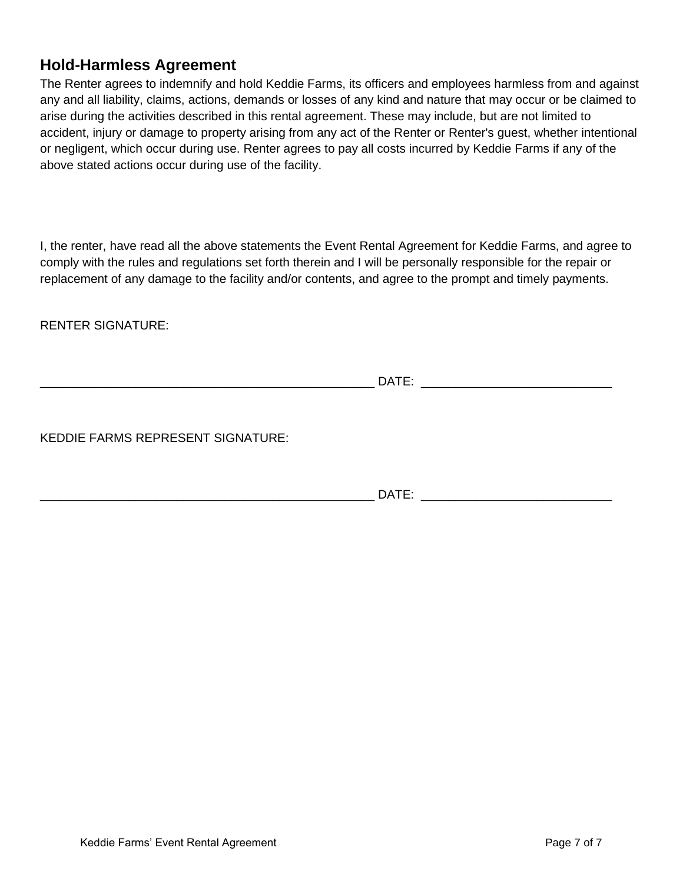## Hold-Harmless Agreement

The Renter agrees to indemnify and hold Keddie Farms, its officers and employees harmless from and against any and all liability, claims, actions, demands or losses of any kind and nature that may occur or be claimed to arise during the activities described in this rental agreement. These may include, but are not limited to accident, injury or damage to property arising from any act of the Renter or Renter's guest, whether intentional or negligent, which occur during use. Renter agrees to pay all costs incurred by Keddie Farms if any of the above stated actions occur during use of the facility.

I, the renter, have read all the above statements the Event Rental Agreement for Keddie Farms, and agree to comply with the rules and regulations set forth therein and I will be personally responsible for the repair or replacement of any damage to the facility and/or contents, and agree to the prompt and timely payments.

RENTER SIGNATURE:

_________________________________________________ DATE: ___________________________

KEDDIE FARMS REPRESENT SIGNATURE:

_________________________________________________ DATE: ___________________________